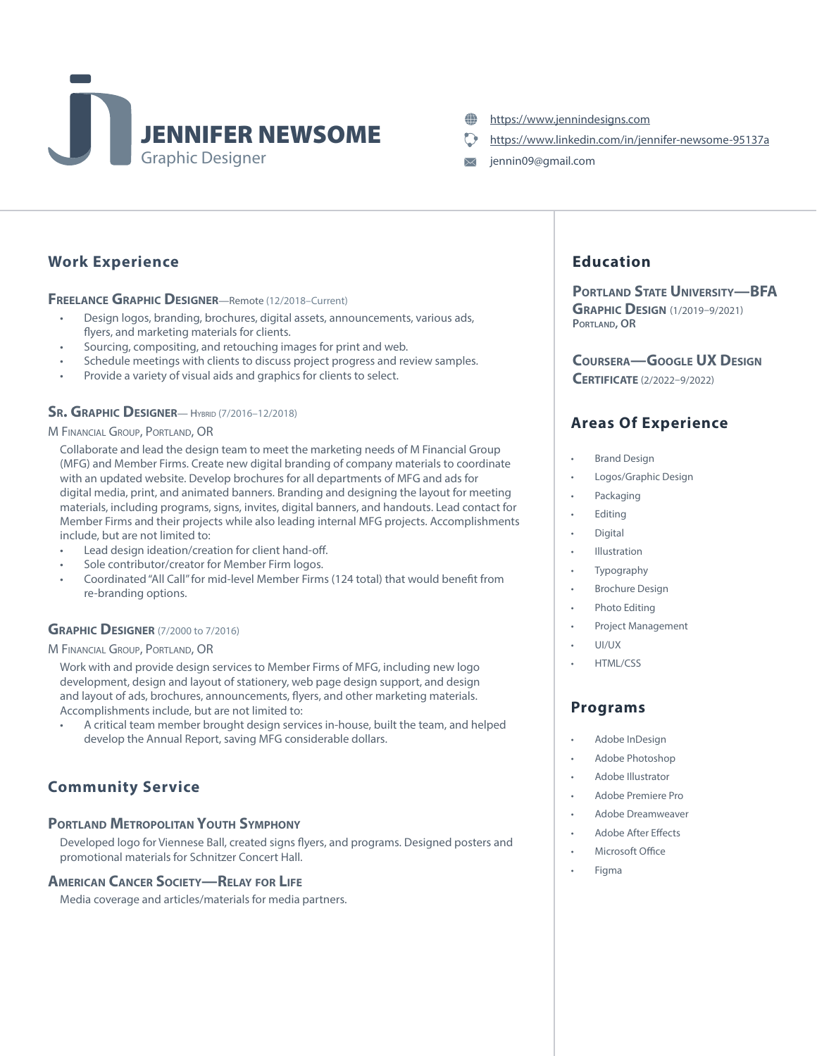# JENNIFER NEWSOME

Graphic Designer

https://www.jennindesigns.com
https://www.linkedin.com/in/jennifer-newsome-95137a
jennin09@gmail.com

## Work Experience

### Freelance Graphic Designer—Remote (12/2018–Current)

- Design logos, branding, brochures, digital assets, announcements, various ads, flyers, and marketing materials for clients.
- Sourcing, compositing, and retouching images for print and web.
- Schedule meetings with clients to discuss project progress and review samples.
- Provide a variety of visual aids and graphics for clients to select.

### Sr. Graphic Designer— Hybrid (7/2016–12/2018)

M Financial Group, Portland, OR

Collaborate and lead the design team to meet the marketing needs of M Financial Group (MFG) and Member Firms. Create new digital branding of company materials to coordinate with an updated website. Develop brochures for all departments of MFG and ads for digital media, print, and animated banners. Branding and designing the layout for meeting materials, including programs, signs, invites, digital banners, and handouts. Lead contact for Member Firms and their projects while also leading internal MFG projects. Accomplishments include, but are not limited to:

- Lead design ideation/creation for client hand-off.
- Sole contributor/creator for Member Firm logos.
- Coordinated "All Call" for mid-level Member Firms (124 total) that would benefit from re-branding options.

### Graphic Designer (7/2000 to 7/2016)

M Financial Group, Portland, OR

Work with and provide design services to Member Firms of MFG, including new logo development, design and layout of stationery, web page design support, and design and layout of ads, brochures, announcements, flyers, and other marketing materials. Accomplishments include, but are not limited to:

- A critical team member brought design services in-house, built the team, and helped develop the Annual Report, saving MFG considerable dollars.

## Community Service

### Portland Metropolitan Youth Symphony

Developed logo for Viennese Ball, created signs flyers, and programs. Designed posters and promotional materials for Schnitzer Concert Hall.

### American Cancer Society—Relay for Life

Media coverage and articles/materials for media partners.

## Education

### Portland State University—BFA Graphic Design (1/2019–9/2021)

Portland, OR

### Coursera—Google UX Design Certificate (2/2022–9/2022)

## Areas Of Experience

- Brand Design
- Logos/Graphic Design
- Packaging
- Editing
- Digital
- Illustration
- Typography
- Brochure Design
- Photo Editing
- Project Management
- UI/UX
- HTML/CSS

## Programs

- Adobe InDesign
- Adobe Photoshop
- Adobe Illustrator
- Adobe Premiere Pro
- Adobe Dreamweaver
- Adobe After Effects
- Microsoft Office
- Figma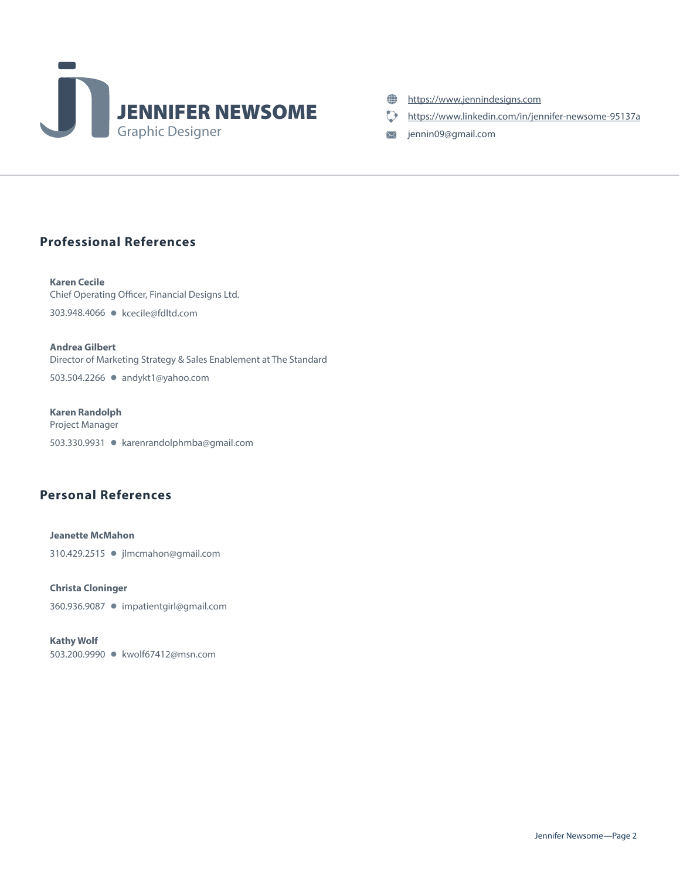# JENNIFER NEWSOME

Graphic Designer

https://www.jennindesigns.com
https://www.linkedin.com/in/jennifer-newsome-95137a
jennin09@gmail.com

## Professional References

**Karen Cecile**
Chief Operating Officer, Financial Designs Ltd.
303.948.4066 ● kcecile@fdltd.com

**Andrea Gilbert**
Director of Marketing Strategy & Sales Enablement at The Standard
503.504.2266 ● andykt1@yahoo.com

**Karen Randolph**
Project Manager
503.330.9931 ● karenrandolphmba@gmail.com

## Personal References

**Jeanette McMahon**
310.429.2515 ● jlmcmahon@gmail.com

**Christa Cloninger**
360.936.9087 ● impatientgirl@gmail.com

**Kathy Wolf**
503.200.9990 ● kwolf67412@msn.com